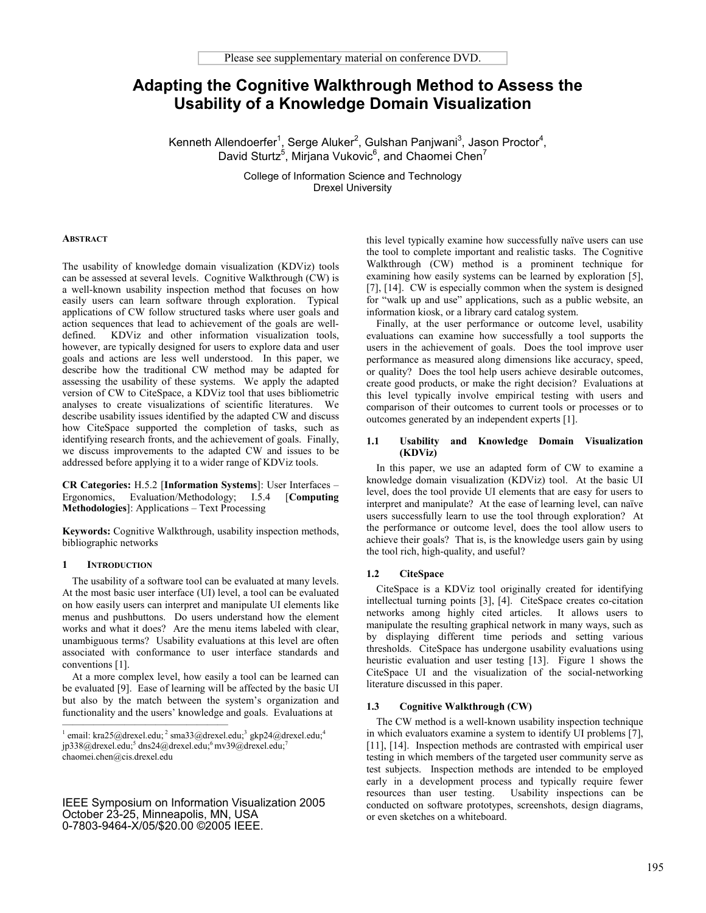Please see supplementary material on conference DVD.

# Adapting the Cognitive Walkthrough Method to Assess the Usability of a Knowledge Domain Visualization

Kenneth Allendoerfer[1], Serge Aluker[2], Gulshan Panjwani[3], Jason Proctor[4], David Sturtz[5], Mirjana Vukovic[6], and Chaomei Chen[7]

College of Information Science and Technology
Drexel University

## Abstract

The usability of knowledge domain visualization (KDViz) tools can be assessed at several levels. Cognitive Walkthrough (CW) is a well-known usability inspection method that focuses on how easily users can learn software through exploration. Typical applications of CW follow structured tasks where user goals and action sequences that lead to achievement of the goals are well-defined. KDViz and other information visualization tools, however, are typically designed for users to explore data and user goals and actions are less well understood. In this paper, we describe how the traditional CW method may be adapted for assessing the usability of these systems. We apply the adapted version of CW to CiteSpace, a KDViz tool that uses bibliometric analyses to create visualizations of scientific literatures. We describe usability issues identified by the adapted CW and discuss how CiteSpace supported the completion of tasks, such as identifying research fronts, and the achievement of goals. Finally, we discuss improvements to the adapted CW and issues to be addressed before applying it to a wider range of KDViz tools.

**CR Categories:** H.5.2 [**Information Systems**]: User Interfaces – Ergonomics, Evaluation/Methodology; I.5.4 [**Computing Methodologies**]: Applications – Text Processing

**Keywords:** Cognitive Walkthrough, usability inspection methods, bibliographic networks

## 1 Introduction

The usability of a software tool can be evaluated at many levels. At the most basic user interface (UI) level, a tool can be evaluated on how easily users can interpret and manipulate UI elements like menus and pushbuttons. Do users understand how the element works and what it does? Are the menu items labeled with clear, unambiguous terms? Usability evaluations at this level are often associated with conformance to user interface standards and conventions [1].

At a more complex level, how easily a tool can be learned can be evaluated [9]. Ease of learning will be affected by the basic UI but also by the match between the system's organization and functionality and the users' knowledge and goals. Evaluations at this level typically examine how successfully naïve users can use the tool to complete important and realistic tasks. The Cognitive Walkthrough (CW) method is a prominent technique for examining how easily systems can be learned by exploration [5], [7], [14]. CW is especially common when the system is designed for "walk up and use" applications, such as a public website, an information kiosk, or a library card catalog system.

Finally, at the user performance or outcome level, usability evaluations can examine how successfully a tool supports the users in the achievement of goals. Does the tool improve user performance as measured along dimensions like accuracy, speed, or quality? Does the tool help users achieve desirable outcomes, create good products, or make the right decision? Evaluations at this level typically involve empirical testing with users and comparison of their outcomes to current tools or processes or to outcomes generated by an independent experts [1].

### 1.1 Usability and Knowledge Domain Visualization (KDViz)

In this paper, we use an adapted form of CW to examine a knowledge domain visualization (KDViz) tool. At the basic UI level, does the tool provide UI elements that are easy for users to interpret and manipulate? At the ease of learning level, can naïve users successfully learn to use the tool through exploration? At the performance or outcome level, does the tool allow users to achieve their goals? That is, is the knowledge users gain by using the tool rich, high-quality, and useful?

### 1.2 CiteSpace

CiteSpace is a KDViz tool originally created for identifying intellectual turning points [3], [4]. CiteSpace creates co-citation networks among highly cited articles. It allows users to manipulate the resulting graphical network in many ways, such as by displaying different time periods and setting various thresholds. CiteSpace has undergone usability evaluations using heuristic evaluation and user testing [13]. Figure 1 shows the CiteSpace UI and the visualization of the social-networking literature discussed in this paper.

### 1.3 Cognitive Walkthrough (CW)

The CW method is a well-known usability inspection technique in which evaluators examine a system to identify UI problems [7], [11], [14]. Inspection methods are contrasted with empirical user testing in which members of the targeted user community serve as test subjects. Inspection methods are intended to be employed early in a development process and typically require fewer resources than user testing. Usability inspections can be conducted on software prototypes, screenshots, design diagrams, or even sketches on a whiteboard.

---

[1] email: kra25@drexel.edu; [2] sma33@drexel.edu; [3] gkp24@drexel.edu; [4] jp338@drexel.edu; [5] dns24@drexel.edu; [6] mv39@drexel.edu; [7] chaomei.chen@cis.drexel.edu

IEEE Symposium on Information Visualization 2005
October 23-25, Minneapolis, MN, USA
0-7803-9464-X/05/$20.00 ©2005 IEEE.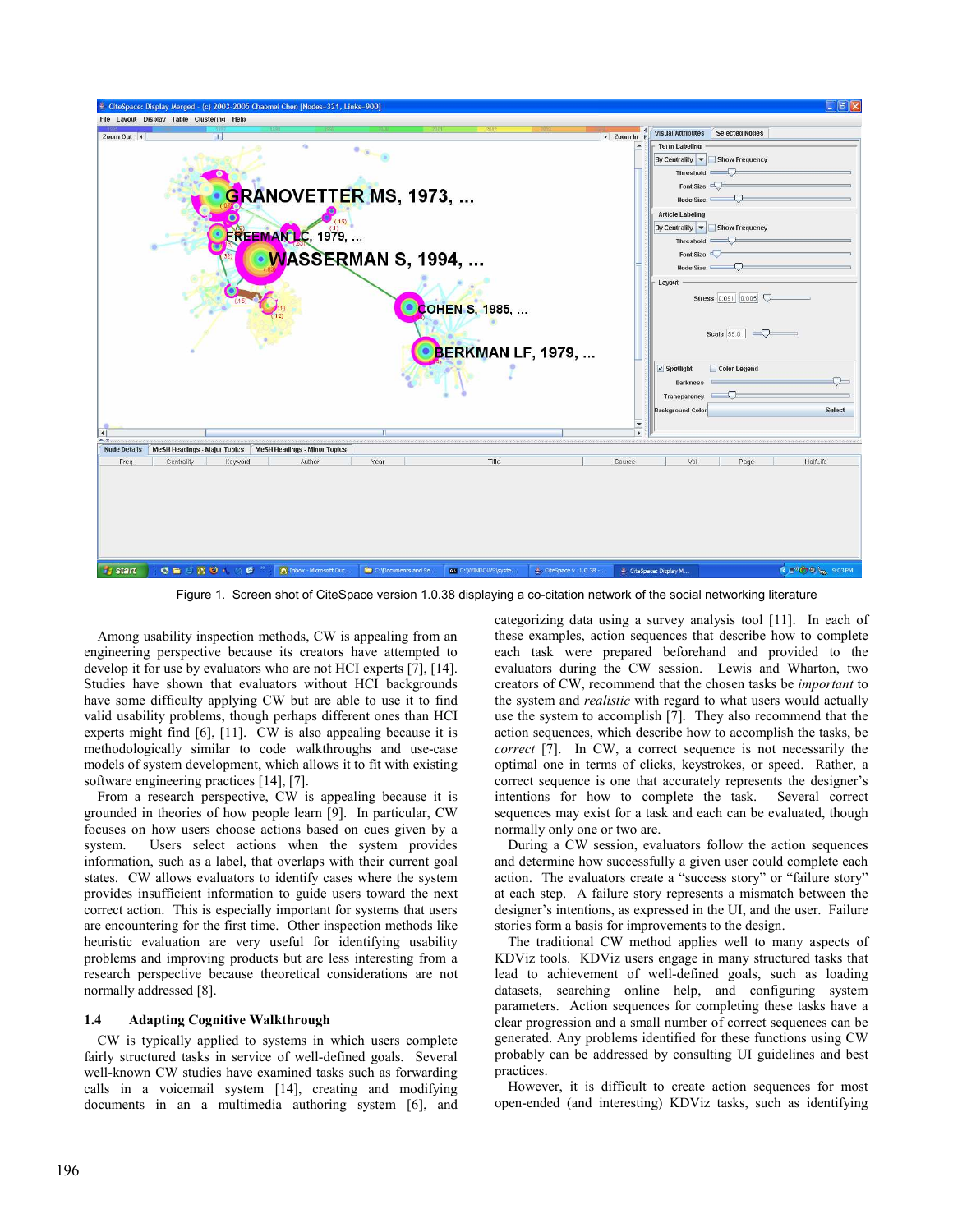Figure 1. Screen shot of CiteSpace version 1.0.38 displaying a co-citation network of the social networking literature

Among usability inspection methods, CW is appealing from an engineering perspective because its creators have attempted to develop it for use by evaluators who are not HCI experts [7], [14]. Studies have shown that evaluators without HCI backgrounds have some difficulty applying CW but are able to use it to find valid usability problems, though perhaps different ones than HCI experts might find [6], [11]. CW is also appealing because it is methodologically similar to code walkthroughs and use-case models of system development, which allows it to fit with existing software engineering practices [14], [7].

From a research perspective, CW is appealing because it is grounded in theories of how people learn [9]. In particular, CW focuses on how users choose actions based on cues given by a system. Users select actions when the system provides information, such as a label, that overlaps with their current goal states. CW allows evaluators to identify cases where the system provides insufficient information to guide users toward the next correct action. This is especially important for systems that users are encountering for the first time. Other inspection methods like heuristic evaluation are very useful for identifying usability problems and improving products but are less interesting from a research perspective because theoretical considerations are not normally addressed [8].

### 1.4 Adapting Cognitive Walkthrough

CW is typically applied to systems in which users complete fairly structured tasks in service of well-defined goals. Several well-known CW studies have examined tasks such as forwarding calls in a voicemail system [14], creating and modifying documents in an a multimedia authoring system [6], and categorizing data using a survey analysis tool [11]. In each of these examples, action sequences that describe how to complete each task were prepared beforehand and provided to the evaluators during the CW session. Lewis and Wharton, two creators of CW, recommend that the chosen tasks be *important* to the system and *realistic* with regard to what users would actually use the system to accomplish [7]. They also recommend that the action sequences, which describe how to accomplish the tasks, be *correct* [7]. In CW, a correct sequence is not necessarily the optimal one in terms of clicks, keystrokes, or speed. Rather, a correct sequence is one that accurately represents the designer's intentions for how to complete the task. Several correct sequences may exist for a task and each can be evaluated, though normally only one or two are.

During a CW session, evaluators follow the action sequences and determine how successfully a given user could complete each action. The evaluators create a "success story" or "failure story" at each step. A failure story represents a mismatch between the designer's intentions, as expressed in the UI, and the user. Failure stories form a basis for improvements to the design.

The traditional CW method applies well to many aspects of KDViz tools. KDViz users engage in many structured tasks that lead to achievement of well-defined goals, such as loading datasets, searching online help, and configuring system parameters. Action sequences for completing these tasks have a clear progression and a small number of correct sequences can be generated. Any problems identified for these functions using CW probably can be addressed by consulting UI guidelines and best practices.

However, it is difficult to create action sequences for most open-ended (and interesting) KDViz tasks, such as identifying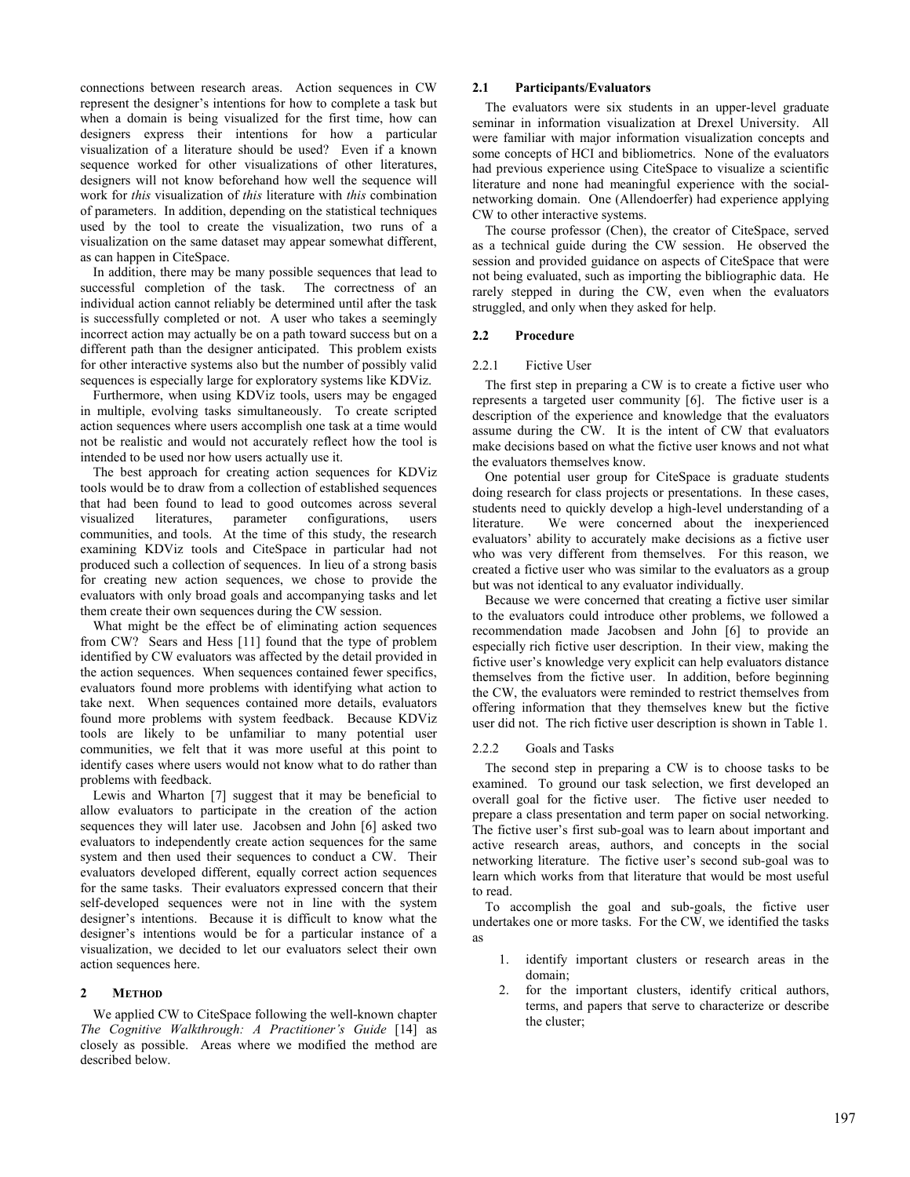connections between research areas. Action sequences in CW represent the designer's intentions for how to complete a task but when a domain is being visualized for the first time, how can designers express their intentions for how a particular visualization of a literature should be used? Even if a known sequence worked for other visualizations of other literatures, designers will not know beforehand how well the sequence will work for *this* visualization of *this* literature with *this* combination of parameters. In addition, depending on the statistical techniques used by the tool to create the visualization, two runs of a visualization on the same dataset may appear somewhat different, as can happen in CiteSpace.

In addition, there may be many possible sequences that lead to successful completion of the task. The correctness of an individual action cannot reliably be determined until after the task is successfully completed or not. A user who takes a seemingly incorrect action may actually be on a path toward success but on a different path than the designer anticipated. This problem exists for other interactive systems also but the number of possibly valid sequences is especially large for exploratory systems like KDViz.

Furthermore, when using KDViz tools, users may be engaged in multiple, evolving tasks simultaneously. To create scripted action sequences where users accomplish one task at a time would not be realistic and would not accurately reflect how the tool is intended to be used nor how users actually use it.

The best approach for creating action sequences for KDViz tools would be to draw from a collection of established sequences that had been found to lead to good outcomes across several visualized literatures, parameter configurations, users communities, and tools. At the time of this study, the research examining KDViz tools and CiteSpace in particular had not produced such a collection of sequences. In lieu of a strong basis for creating new action sequences, we chose to provide the evaluators with only broad goals and accompanying tasks and let them create their own sequences during the CW session.

What might be the effect be of eliminating action sequences from CW? Sears and Hess [11] found that the type of problem identified by CW evaluators was affected by the detail provided in the action sequences. When sequences contained fewer specifics, evaluators found more problems with identifying what action to take next. When sequences contained more details, evaluators found more problems with system feedback. Because KDViz tools are likely to be unfamiliar to many potential user communities, we felt that it was more useful at this point to identify cases where users would not know what to do rather than problems with feedback.

Lewis and Wharton [7] suggest that it may be beneficial to allow evaluators to participate in the creation of the action sequences they will later use. Jacobsen and John [6] asked two evaluators to independently create action sequences for the same system and then used their sequences to conduct a CW. Their evaluators developed different, equally correct action sequences for the same tasks. Their evaluators expressed concern that their self-developed sequences were not in line with the system designer's intentions. Because it is difficult to know what the designer's intentions would be for a particular instance of a visualization, we decided to let our evaluators select their own action sequences here.

## 2 METHOD

We applied CW to CiteSpace following the well-known chapter *The Cognitive Walkthrough: A Practitioner's Guide* [14] as closely as possible. Areas where we modified the method are described below.

### 2.1 Participants/Evaluators

The evaluators were six students in an upper-level graduate seminar in information visualization at Drexel University. All were familiar with major information visualization concepts and some concepts of HCI and bibliometrics. None of the evaluators had previous experience using CiteSpace to visualize a scientific literature and none had meaningful experience with the social-networking domain. One (Allendoerfer) had experience applying CW to other interactive systems.

The course professor (Chen), the creator of CiteSpace, served as a technical guide during the CW session. He observed the session and provided guidance on aspects of CiteSpace that were not being evaluated, such as importing the bibliographic data. He rarely stepped in during the CW, even when the evaluators struggled, and only when they asked for help.

### 2.2 Procedure

#### 2.2.1 Fictive User

The first step in preparing a CW is to create a fictive user who represents a targeted user community [6]. The fictive user is a description of the experience and knowledge that the evaluators assume during the CW. It is the intent of CW that evaluators make decisions based on what the fictive user knows and not what the evaluators themselves know.

One potential user group for CiteSpace is graduate students doing research for class projects or presentations. In these cases, students need to quickly develop a high-level understanding of a literature. We were concerned about the inexperienced evaluators' ability to accurately make decisions as a fictive user who was very different from themselves. For this reason, we created a fictive user who was similar to the evaluators as a group but was not identical to any evaluator individually.

Because we were concerned that creating a fictive user similar to the evaluators could introduce other problems, we followed a recommendation made Jacobsen and John [6] to provide an especially rich fictive user description. In their view, making the fictive user's knowledge very explicit can help evaluators distance themselves from the fictive user. In addition, before beginning the CW, the evaluators were reminded to restrict themselves from offering information that they themselves knew but the fictive user did not. The rich fictive user description is shown in Table 1.

#### 2.2.2 Goals and Tasks

The second step in preparing a CW is to choose tasks to be examined. To ground our task selection, we first developed an overall goal for the fictive user. The fictive user needed to prepare a class presentation and term paper on social networking. The fictive user's first sub-goal was to learn about important and active research areas, authors, and concepts in the social networking literature. The fictive user's second sub-goal was to learn which works from that literature that would be most useful to read.

To accomplish the goal and sub-goals, the fictive user undertakes one or more tasks. For the CW, we identified the tasks as

1. identify important clusters or research areas in the domain;
2. for the important clusters, identify critical authors, terms, and papers that serve to characterize or describe the cluster;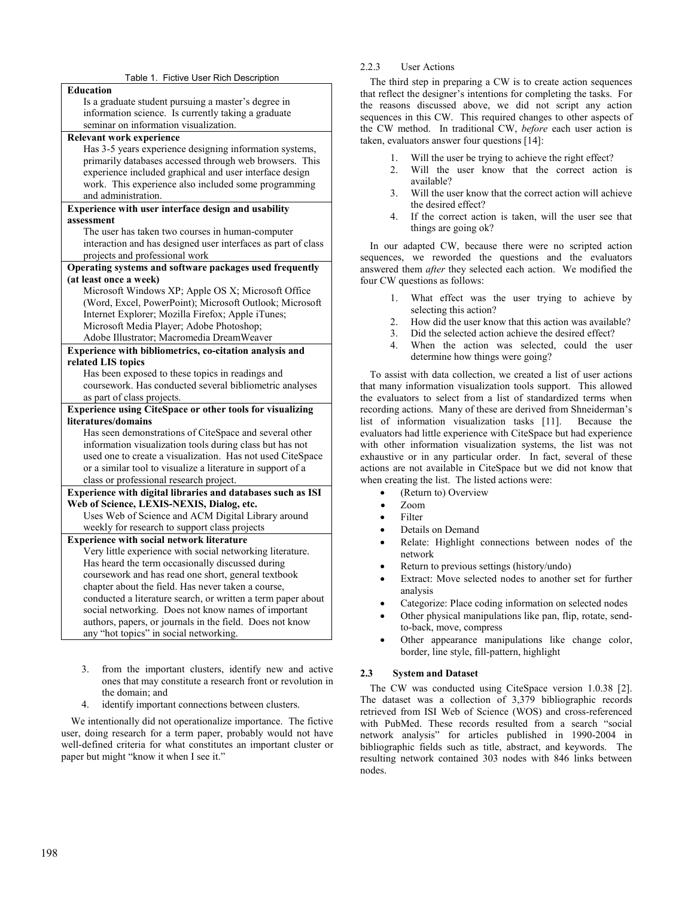Table 1. Fictive User Rich Description

| |
|---|
| **Education** |
| Is a graduate student pursuing a master's degree in information science. Is currently taking a graduate seminar on information visualization. |
| **Relevant work experience** |
| Has 3-5 years experience designing information systems, primarily databases accessed through web browsers. This experience included graphical and user interface design work. This experience also included some programming and administration. |
| **Experience with user interface design and usability assessment** |
| The user has taken two courses in human-computer interaction and has designed user interfaces as part of class projects and professional work |
| **Operating systems and software packages used frequently (at least once a week)** |
| Microsoft Windows XP; Apple OS X; Microsoft Office (Word, Excel, PowerPoint); Microsoft Outlook; Microsoft Internet Explorer; Mozilla Firefox; Apple iTunes; Microsoft Media Player; Adobe Photoshop; Adobe Illustrator; Macromedia DreamWeaver |
| **Experience with bibliometrics, co-citation analysis and related LIS topics** |
| Has been exposed to these topics in readings and coursework. Has conducted several bibliometric analyses as part of class projects. |
| **Experience using CiteSpace or other tools for visualizing literatures/domains** |
| Has seen demonstrations of CiteSpace and several other information visualization tools during class but has not used one to create a visualization. Has not used CiteSpace or a similar tool to visualize a literature in support of a class or professional research project. |
| **Experience with digital libraries and databases such as ISI Web of Science, LEXIS-NEXIS, Dialog, etc.** |
| Uses Web of Science and ACM Digital Library around weekly for research to support class projects |
| **Experience with social network literature** |
| Very little experience with social networking literature. Has heard the term occasionally discussed during coursework and has read one short, general textbook chapter about the field. Has never taken a course, conducted a literature search, or written a term paper about social networking. Does not know names of important authors, papers, or journals in the field. Does not know any "hot topics" in social networking. |

3. from the important clusters, identify new and active ones that may constitute a research front or revolution in the domain; and
4. identify important connections between clusters.

We intentionally did not operationalize importance. The fictive user, doing research for a term paper, probably would not have well-defined criteria for what constitutes an important cluster or paper but might "know it when I see it."

#### 2.2.3 User Actions

The third step in preparing a CW is to create action sequences that reflect the designer's intentions for completing the tasks. For the reasons discussed above, we did not script any action sequences in this CW. This required changes to other aspects of the CW method. In traditional CW, *before* each user action is taken, evaluators answer four questions [14]:

1. Will the user be trying to achieve the right effect?
2. Will the user know that the correct action is available?
3. Will the user know that the correct action will achieve the desired effect?
4. If the correct action is taken, will the user see that things are going ok?

In our adapted CW, because there were no scripted action sequences, we reworded the questions and the evaluators answered them *after* they selected each action. We modified the four CW questions as follows:

1. What effect was the user trying to achieve by selecting this action?
2. How did the user know that this action was available?
3. Did the selected action achieve the desired effect?
4. When the action was selected, could the user determine how things were going?

To assist with data collection, we created a list of user actions that many information visualization tools support. This allowed the evaluators to select from a list of standardized terms when recording actions. Many of these are derived from Shneiderman's list of information visualization tasks [11]. Because the evaluators had little experience with CiteSpace but had experience with other information visualization systems, the list was not exhaustive or in any particular order. In fact, several of these actions are not available in CiteSpace but we did not know that when creating the list. The listed actions were:

- (Return to) Overview
- Zoom
- Filter
- Details on Demand
- Relate: Highlight connections between nodes of the network
- Return to previous settings (history/undo)
- Extract: Move selected nodes to another set for further analysis
- Categorize: Place coding information on selected nodes
- Other physical manipulations like pan, flip, rotate, send-to-back, move, compress
- Other appearance manipulations like change color, border, line style, fill-pattern, highlight

### 2.3 System and Dataset

The CW was conducted using CiteSpace version 1.0.38 [2]. The dataset was a collection of 3,379 bibliographic records retrieved from ISI Web of Science (WOS) and cross-referenced with PubMed. These records resulted from a search "social network analysis" for articles published in 1990-2004 in bibliographic fields such as title, abstract, and keywords. The resulting network contained 303 nodes with 846 links between nodes.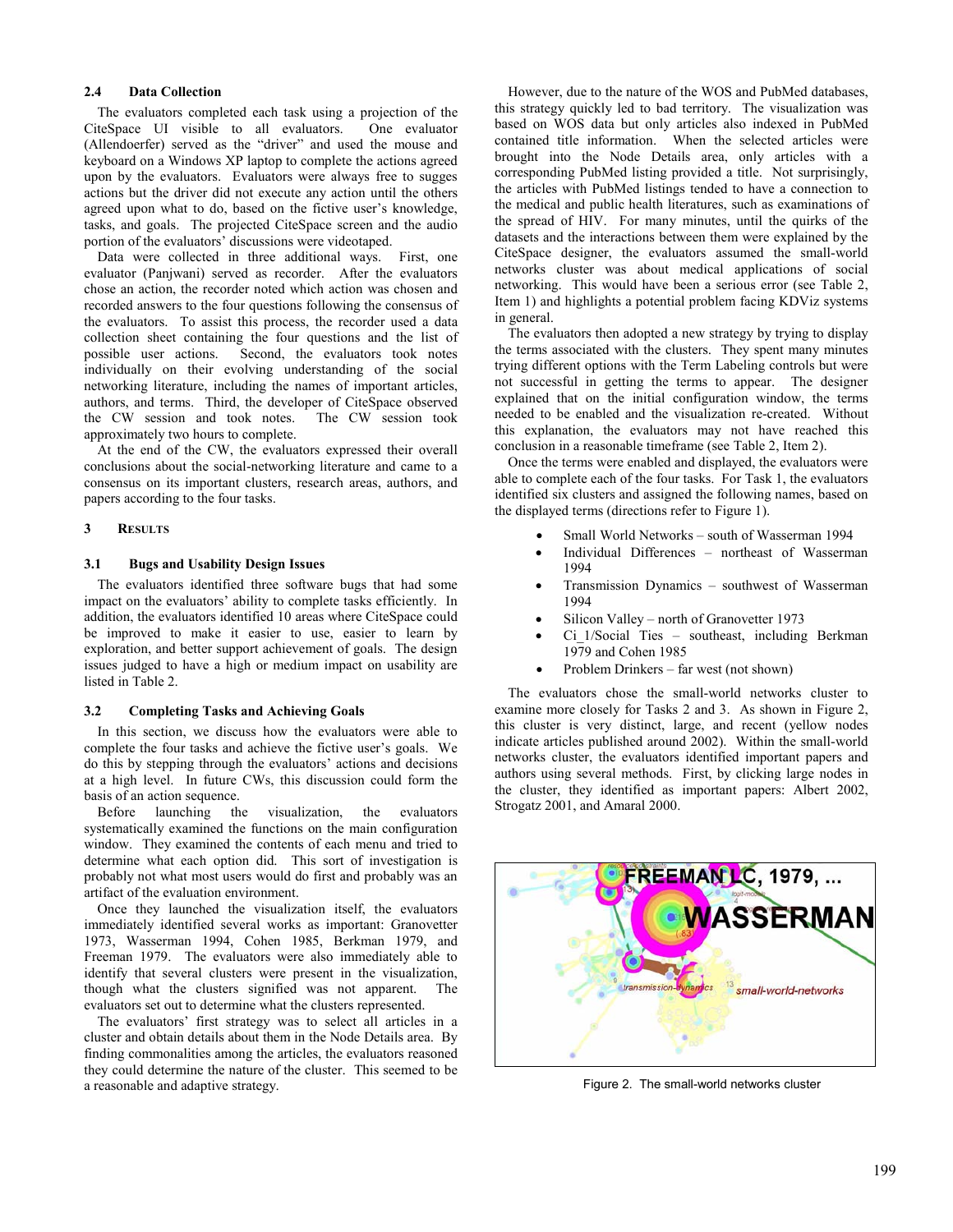### 2.4 Data Collection

The evaluators completed each task using a projection of the CiteSpace UI visible to all evaluators. One evaluator (Allendoerfer) served as the "driver" and used the mouse and keyboard on a Windows XP laptop to complete the actions agreed upon by the evaluators. Evaluators were always free to sugges actions but the driver did not execute any action until the others agreed upon what to do, based on the fictive user's knowledge, tasks, and goals. The projected CiteSpace screen and the audio portion of the evaluators' discussions were videotaped.

Data were collected in three additional ways. First, one evaluator (Panjwani) served as recorder. After the evaluators chose an action, the recorder noted which action was chosen and recorded answers to the four questions following the consensus of the evaluators. To assist this process, the recorder used a data collection sheet containing the four questions and the list of possible user actions. Second, the evaluators took notes individually on their evolving understanding of the social networking literature, including the names of important articles, authors, and terms. Third, the developer of CiteSpace observed the CW session and took notes. The CW session took approximately two hours to complete.

At the end of the CW, the evaluators expressed their overall conclusions about the social-networking literature and came to a consensus on its important clusters, research areas, authors, and papers according to the four tasks.

## 3 Results

### 3.1 Bugs and Usability Design Issues

The evaluators identified three software bugs that had some impact on the evaluators' ability to complete tasks efficiently. In addition, the evaluators identified 10 areas where CiteSpace could be improved to make it easier to use, easier to learn by exploration, and better support achievement of goals. The design issues judged to have a high or medium impact on usability are listed in Table 2.

### 3.2 Completing Tasks and Achieving Goals

In this section, we discuss how the evaluators were able to complete the four tasks and achieve the fictive user's goals. We do this by stepping through the evaluators' actions and decisions at a high level. In future CWs, this discussion could form the basis of an action sequence.

Before launching the visualization, the evaluators systematically examined the functions on the main configuration window. They examined the contents of each menu and tried to determine what each option did. This sort of investigation is probably not what most users would do first and probably was an artifact of the evaluation environment.

Once they launched the visualization itself, the evaluators immediately identified several works as important: Granovetter 1973, Wasserman 1994, Cohen 1985, Berkman 1979, and Freeman 1979. The evaluators were also immediately able to identify that several clusters were present in the visualization, though what the clusters signified was not apparent. The evaluators set out to determine what the clusters represented.

The evaluators' first strategy was to select all articles in a cluster and obtain details about them in the Node Details area. By finding commonalities among the articles, the evaluators reasoned they could determine the nature of the cluster. This seemed to be a reasonable and adaptive strategy.

However, due to the nature of the WOS and PubMed databases, this strategy quickly led to bad territory. The visualization was based on WOS data but only articles also indexed in PubMed contained title information. When the selected articles were brought into the Node Details area, only articles with a corresponding PubMed listing provided a title. Not surprisingly, the articles with PubMed listings tended to have a connection to the medical and public health literatures, such as examinations of the spread of HIV. For many minutes, until the quirks of the datasets and the interactions between them were explained by the CiteSpace designer, the evaluators assumed the small-world networks cluster was about medical applications of social networking. This would have been a serious error (see Table 2, Item 1) and highlights a potential problem facing KDViz systems in general.

The evaluators then adopted a new strategy by trying to display the terms associated with the clusters. They spent many minutes trying different options with the Term Labeling controls but were not successful in getting the terms to appear. The designer explained that on the initial configuration window, the terms needed to be enabled and the visualization re-created. Without this explanation, the evaluators may not have reached this conclusion in a reasonable timeframe (see Table 2, Item 2).

Once the terms were enabled and displayed, the evaluators were able to complete each of the four tasks. For Task 1, the evaluators identified six clusters and assigned the following names, based on the displayed terms (directions refer to Figure 1).

- Small World Networks – south of Wasserman 1994
- Individual Differences – northeast of Wasserman 1994
- Transmission Dynamics – southwest of Wasserman 1994
- Silicon Valley – north of Granovetter 1973
- Ci_1/Social Ties – southeast, including Berkman 1979 and Cohen 1985
- Problem Drinkers – far west (not shown)

The evaluators chose the small-world networks cluster to examine more closely for Tasks 2 and 3. As shown in Figure 2, this cluster is very distinct, large, and recent (yellow nodes indicate articles published around 2002). Within the small-world networks cluster, the evaluators identified important papers and authors using several methods. First, by clicking large nodes in the cluster, they identified as important papers: Albert 2002, Strogatz 2001, and Amaral 2000.

FREEMAN LC, 1979, ...
WASSERMAN
(.83)
transmission-dynamics
13
small-world-networks

Figure 2. The small-world networks cluster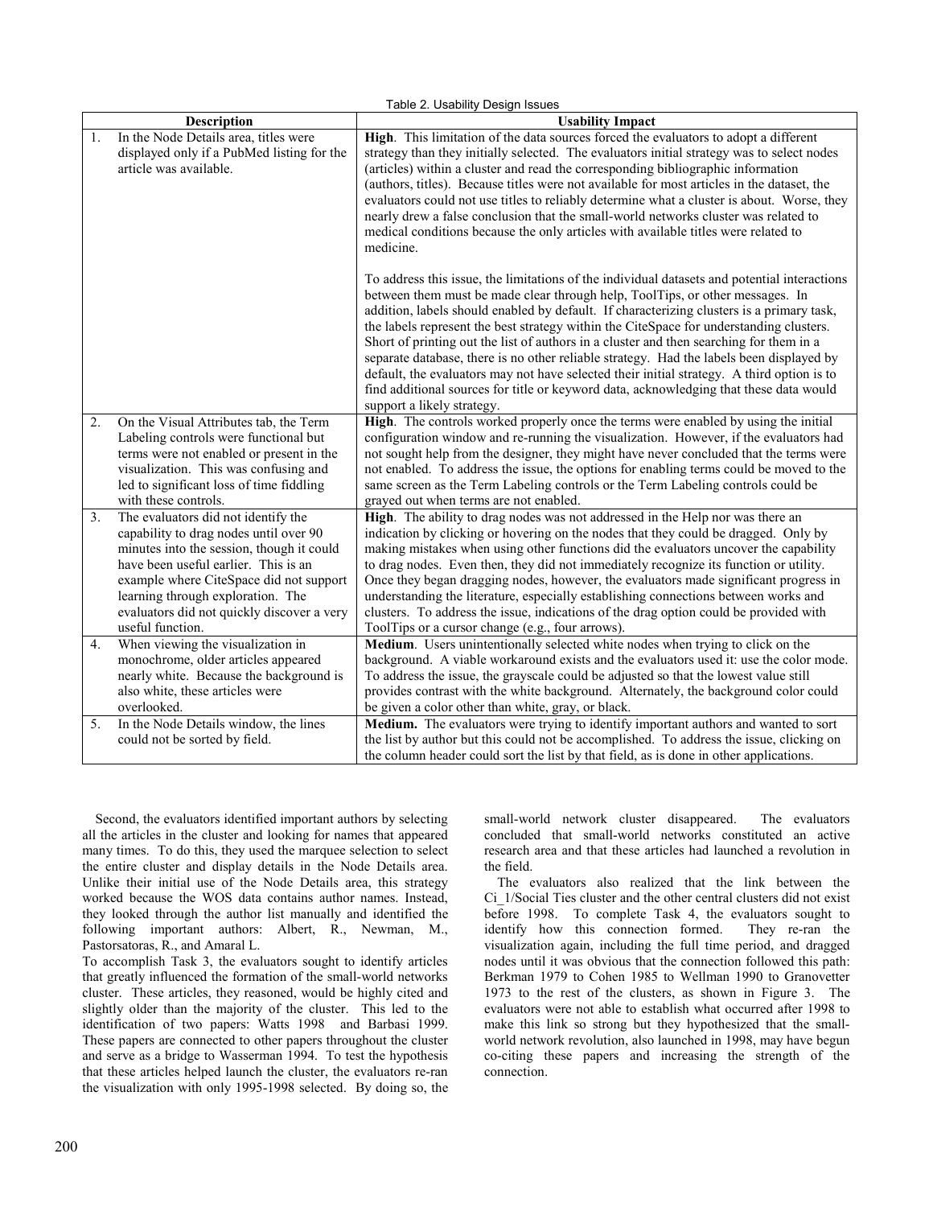Table 2. Usability Design Issues

| Description | Usability Impact |
|---|---|
| 1. In the Node Details area, titles were displayed only if a PubMed listing for the article was available. | **High**. This limitation of the data sources forced the evaluators to adopt a different strategy than they initially selected. The evaluators initial strategy was to select nodes (articles) within a cluster and read the corresponding bibliographic information (authors, titles). Because titles were not available for most articles in the dataset, the evaluators could not use titles to reliably determine what a cluster is about. Worse, they nearly drew a false conclusion that the small-world networks cluster was related to medical conditions because the only articles with available titles were related to medicine.<br><br>To address this issue, the limitations of the individual datasets and potential interactions between them must be made clear through help, ToolTips, or other messages. In addition, labels should enabled by default. If characterizing clusters is a primary task, the labels represent the best strategy within the CiteSpace for understanding clusters. Short of printing out the list of authors in a cluster and then searching for them in a separate database, there is no other reliable strategy. Had the labels been displayed by default, the evaluators may not have selected their initial strategy. A third option is to find additional sources for title or keyword data, acknowledging that these data would support a likely strategy. |
| 2. On the Visual Attributes tab, the Term Labeling controls were functional but terms were not enabled or present in the visualization. This was confusing and led to significant loss of time fiddling with these controls. | **High**. The controls worked properly once the terms were enabled by using the initial configuration window and re-running the visualization. However, if the evaluators had not sought help from the designer, they might have never concluded that the terms were not enabled. To address the issue, the options for enabling terms could be moved to the same screen as the Term Labeling controls or the Term Labeling controls could be grayed out when terms are not enabled. |
| 3. The evaluators did not identify the capability to drag nodes until over 90 minutes into the session, though it could have been useful earlier. This is an example where CiteSpace did not support learning through exploration. The evaluators did not quickly discover a very useful function. | **High**. The ability to drag nodes was not addressed in the Help nor was there an indication by clicking or hovering on the nodes that they could be dragged. Only by making mistakes when using other functions did the evaluators uncover the capability to drag nodes. Even then, they did not immediately recognize its function or utility. Once they began dragging nodes, however, the evaluators made significant progress in understanding the literature, especially establishing connections between works and clusters. To address the issue, indications of the drag option could be provided with ToolTips or a cursor change (e.g., four arrows). |
| 4. When viewing the visualization in monochrome, older articles appeared nearly white. Because the background is also white, these articles were overlooked. | **Medium**. Users unintentionally selected white nodes when trying to click on the background. A viable workaround exists and the evaluators used it: use the color mode. To address the issue, the grayscale could be adjusted so that the lowest value still provides contrast with the white background. Alternately, the background color could be given a color other than white, gray, or black. |
| 5. In the Node Details window, the lines could not be sorted by field. | **Medium.** The evaluators were trying to identify important authors and wanted to sort the list by author but this could not be accomplished. To address the issue, clicking on the column header could sort the list by that field, as is done in other applications. |

Second, the evaluators identified important authors by selecting all the articles in the cluster and looking for names that appeared many times. To do this, they used the marquee selection to select the entire cluster and display details in the Node Details area. Unlike their initial use of the Node Details area, this strategy worked because the WOS data contains author names. Instead, they looked through the author list manually and identified the following important authors: Albert, R., Newman, M., Pastorsatoras, R., and Amaral L.

To accomplish Task 3, the evaluators sought to identify articles that greatly influenced the formation of the small-world networks cluster. These articles, they reasoned, would be highly cited and slightly older than the majority of the cluster. This led to the identification of two papers: Watts 1998 and Barbasi 1999. These papers are connected to other papers throughout the cluster and serve as a bridge to Wasserman 1994. To test the hypothesis that these articles helped launch the cluster, the evaluators re-ran the visualization with only 1995-1998 selected. By doing so, the small-world network cluster disappeared. The evaluators concluded that small-world networks constituted an active research area and that these articles had launched a revolution in the field.

The evaluators also realized that the link between the Ci_1/Social Ties cluster and the other central clusters did not exist before 1998. To complete Task 4, the evaluators sought to identify how this connection formed. They re-ran the visualization again, including the full time period, and dragged nodes until it was obvious that the connection followed this path: Berkman 1979 to Cohen 1985 to Wellman 1990 to Granovetter 1973 to the rest of the clusters, as shown in Figure 3. The evaluators were not able to establish what occurred after 1998 to make this link so strong but they hypothesized that the small-world network revolution, also launched in 1998, may have begun co-citing these papers and increasing the strength of the connection.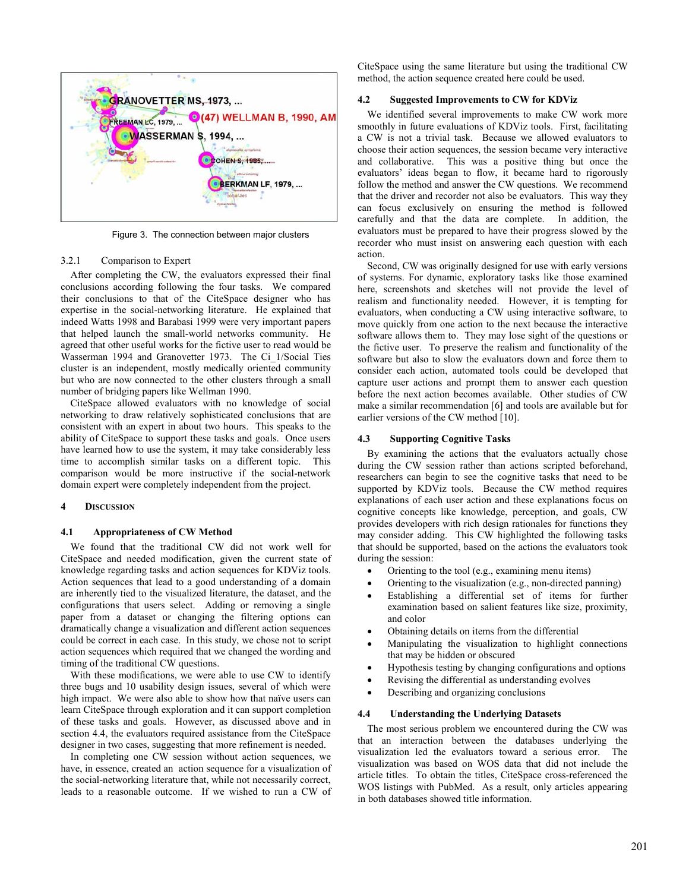Figure 3. The connection between major clusters

3.2.1 Comparison to Expert

After completing the CW, the evaluators expressed their final conclusions according following the four tasks. We compared their conclusions to that of the CiteSpace designer who has expertise in the social-networking literature. He explained that indeed Watts 1998 and Barabasi 1999 were very important papers that helped launch the small-world networks community. He agreed that other useful works for the fictive user to read would be Wasserman 1994 and Granovetter 1973. The Ci_1/Social Ties cluster is an independent, mostly medically oriented community but who are now connected to the other clusters through a small number of bridging papers like Wellman 1990.

CiteSpace allowed evaluators with no knowledge of social networking to draw relatively sophisticated conclusions that are consistent with an expert in about two hours. This speaks to the ability of CiteSpace to support these tasks and goals. Once users have learned how to use the system, it may take considerably less time to accomplish similar tasks on a different topic. This comparison would be more instructive if the social-network domain expert were completely independent from the project.

## 4 Discussion

### 4.1 Appropriateness of CW Method

We found that the traditional CW did not work well for CiteSpace and needed modification, given the current state of knowledge regarding tasks and action sequences for KDViz tools. Action sequences that lead to a good understanding of a domain are inherently tied to the visualized literature, the dataset, and the configurations that users select. Adding or removing a single paper from a dataset or changing the filtering options can dramatically change a visualization and different action sequences could be correct in each case. In this study, we chose not to script action sequences which required that we changed the wording and timing of the traditional CW questions.

With these modifications, we were able to use CW to identify three bugs and 10 usability design issues, several of which were high impact. We were also able to show how that naïve users can learn CiteSpace through exploration and it can support completion of these tasks and goals. However, as discussed above and in section 4.4, the evaluators required assistance from the CiteSpace designer in two cases, suggesting that more refinement is needed.

In completing one CW session without action sequences, we have, in essence, created an action sequence for a visualization of the social-networking literature that, while not necessarily correct, leads to a reasonable outcome. If we wished to run a CW of CiteSpace using the same literature but using the traditional CW method, the action sequence created here could be used.

### 4.2 Suggested Improvements to CW for KDViz

We identified several improvements to make CW work more smoothly in future evaluations of KDViz tools. First, facilitating a CW is not a trivial task. Because we allowed evaluators to choose their action sequences, the session became very interactive and collaborative. This was a positive thing but once the evaluators' ideas began to flow, it became hard to rigorously follow the method and answer the CW questions. We recommend that the driver and recorder not also be evaluators. This way they can focus exclusively on ensuring the method is followed carefully and that the data are complete. In addition, the evaluators must be prepared to have their progress slowed by the recorder who must insist on answering each question with each action.

Second, CW was originally designed for use with early versions of systems. For dynamic, exploratory tasks like those examined here, screenshots and sketches will not provide the level of realism and functionality needed. However, it is tempting for evaluators, when conducting a CW using interactive software, to move quickly from one action to the next because the interactive software allows them to. They may lose sight of the questions or the fictive user. To preserve the realism and functionality of the software but also to slow the evaluators down and force them to consider each action, automated tools could be developed that capture user actions and prompt them to answer each question before the next action becomes available. Other studies of CW make a similar recommendation [6] and tools are available but for earlier versions of the CW method [10].

### 4.3 Supporting Cognitive Tasks

By examining the actions that the evaluators actually chose during the CW session rather than actions scripted beforehand, researchers can begin to see the cognitive tasks that need to be supported by KDViz tools. Because the CW method requires explanations of each user action and these explanations focus on cognitive concepts like knowledge, perception, and goals, CW provides developers with rich design rationales for functions they may consider adding. This CW highlighted the following tasks that should be supported, based on the actions the evaluators took during the session:

- Orienting to the tool (e.g., examining menu items)
- Orienting to the visualization (e.g., non-directed panning)
- Establishing a differential set of items for further examination based on salient features like size, proximity, and color
- Obtaining details on items from the differential
- Manipulating the visualization to highlight connections that may be hidden or obscured
- Hypothesis testing by changing configurations and options
- Revising the differential as understanding evolves
- Describing and organizing conclusions

### 4.4 Understanding the Underlying Datasets

The most serious problem we encountered during the CW was that an interaction between the databases underlying the visualization led the evaluators toward a serious error. The visualization was based on WOS data that did not include the article titles. To obtain the titles, CiteSpace cross-referenced the WOS listings with PubMed. As a result, only articles appearing in both databases showed title information.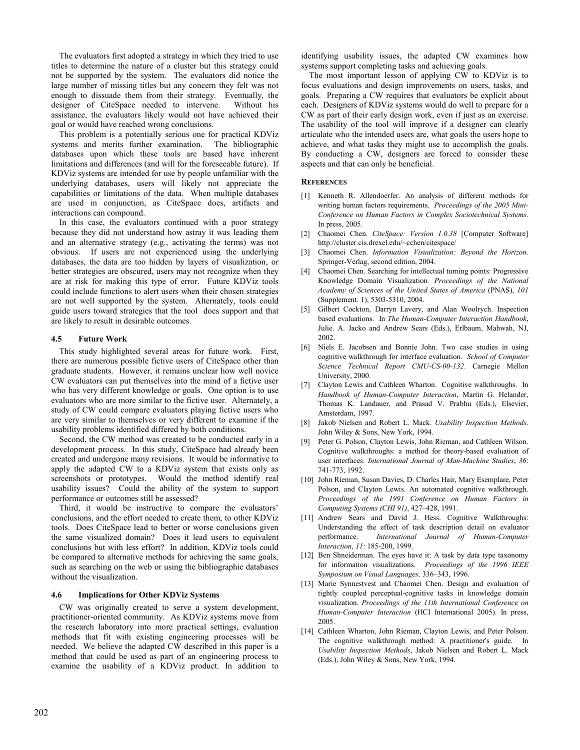The evaluators first adopted a strategy in which they tried to use titles to determine the nature of a cluster but this strategy could not be supported by the system. The evaluators did notice the large number of missing titles but any concern they felt was not enough to dissuade them from their strategy. Eventually, the designer of CiteSpace needed to intervene. Without his assistance, the evaluators likely would not have achieved their goal or would have reached wrong conclusions.

This problem is a potentially serious one for practical KDViz systems and merits further examination. The bibliographic databases upon which these tools are based have inherent limitations and differences (and will for the foreseeable future). If KDViz systems are intended for use by people unfamiliar with the underlying databases, users will likely not appreciate the capabilities or limitations of the data. When multiple databases are used in conjunction, as CiteSpace does, artifacts and interactions can compound.

In this case, the evaluators continued with a poor strategy because they did not understand how astray it was leading them and an alternative strategy (e.g., activating the terms) was not obvious. If users are not experienced using the underlying databases, the data are too hidden by layers of visualization, or better strategies are obscured, users may not recognize when they are at risk for making this type of error. Future KDViz tools could include functions to alert users when their chosen strategies are not well supported by the system. Alternately, tools could guide users toward strategies that the tool does support and that are likely to result in desirable outcomes.

### 4.5 Future Work

This study highlighted several areas for future work. First, there are numerous possible fictive users of CiteSpace other than graduate students. However, it remains unclear how well novice CW evaluators can put themselves into the mind of a fictive user who has very different knowledge or goals. One option is to use evaluators who are more similar to the fictive user. Alternately, a study of CW could compare evaluators playing fictive users who are very similar to themselves or very different to examine if the usability problems identified differed by both conditions.

Second, the CW method was created to be conducted early in a development process. In this study, CiteSpace had already been created and undergone many revisions. It would be informative to apply the adapted CW to a KDViz system that exists only as screenshots or prototypes. Would the method identify real usability issues? Could the ability of the system to support performance or outcomes still be assessed?

Third, it would be instructive to compare the evaluators' conclusions, and the effort needed to create them, to other KDViz tools. Does CiteSpace lead to better or worse conclusions given the same visualized domain? Does it lead users to equivalent conclusions but with less effort? In addition, KDViz tools could be compared to alternative methods for achieving the same goals, such as searching on the web or using the bibliographic databases without the visualization.

### 4.6 Implications for Other KDViz Systems

CW was originally created to serve a system development, practitioner-oriented community. As KDViz systems move from the research laboratory into more practical settings, evaluation methods that fit with existing engineering processes will be needed. We believe the adapted CW described in this paper is a method that could be used as part of an engineering process to examine the usability of a KDViz product. In addition to identifying usability issues, the adapted CW examines how systems support completing tasks and achieving goals.

The most important lesson of applying CW to KDViz is to focus evaluations and design improvements on users, tasks, and goals. Preparing a CW requires that evaluators be explicit about each. Designers of KDViz systems would do well to prepare for a CW as part of their early design work, even if just as an exercise. The usability of the tool will improve if a designer can clearly articulate who the intended users are, what goals the users hope to achieve, and what tasks they might use to accomplish the goals. By conducting a CW, designers are forced to consider these aspects and that can only be beneficial.

## References

[1] Kenneth R. Allendoerfer. An analysis of different methods for writing human factors requirements. *Proceedings of the 2005 Mini-Conference on Human Factors in Complex Sociotechnical Systems*. In press, 2005.

[2] Chaomei Chen. *CiteSpace: Version 1.0.38* [Computer Software] http://cluster.cis.drexel.edu/~cchen/citespace/

[3] Chaomei Chen. *Information Visualization: Beyond the Horizon*. Springer-Verlag, second edition, 2004.

[4] Chaomei Chen. Searching for intellectual turning points: Progressive Knowledge Domain Visualization*. Proceedings of the National Academy of Sciences of the United States of America* (PNAS), *101* (Supplement. 1), 5303-5310, 2004.

[5] Gilbert Cockton, Darryn Lavery, and Alan Woolrych. Inspection based evaluations. In *The Human-Computer Interaction Handbook*, Julie. A. Jacko and Andrew Sears (Eds.), Erlbaum, Mahwah, NJ, 2002.

[6] Niels E. Jacobsen and Bonnie John. Two case studies in using cognitive walkthrough for interface evaluation. *School of Computer Science Technical Report CMU-CS-00-132*. Carnegie Mellon University, 2000.

[7] Clayton Lewis and Cathleen Wharton. Cognitive walkthroughs. In *Handbook of Human-Computer Interaction*, Martin G. Helander, Thomas K. Landauer, and Prasad V. Prabhu (Eds.), Elsevier, Amsterdam, 1997.

[8] Jakob Nielsen and Robert L. Mack. *Usability Inspection Methods*. John Wiley & Sons, New York, 1994.

[9] Peter G. Polson, Clayton Lewis, John Rieman, and Cathleen Wilson. Cognitive walkthroughs: a method for theory-based evaluation of user interfaces. *International Journal of Man-Machine Studies*, *36*: 741-773, 1992.

[10] John Rieman, Susan Davies, D. Charles Hair, Mary Esemplare, Peter Polson, and Clayton Lewis. An automated cognitive walkthrough. *Proceedings of the 1991 Conference on Human Factors in Computing Systems (CHI 91)*, 427–428, 1991.

[11] Andrew Sears and David J. Hess. Cognitive Walkthroughs: Understanding the effect of task description detail on evaluator performance. *International Journal of Human-Computer Interaction, 11*: 185-200, 1999.

[12] Ben Shneiderman. The eyes have it: A task by data type taxonomy for information visualizations. *Proceedings of the 1996 IEEE Symposium on Visual Languages,* 336–343, 1996.

[13] Marie Synnestvest and Chaomei Chen. Design and evaluation of tightly coupled perceptual-cognitive tasks in knowledge domain visualization. *Proceedings of the 11th International Conference on Human-Computer Interaction* (HCI International 2005). In press, 2005.

[14] Cathleen Wharton, John Rieman, Clayton Lewis, and Peter Polson. The cognitive walkthrough method: A practitioner's guide. In *Usability Inspection Methods*, Jakob Nielsen and Robert L. Mack (Eds.), John Wiley & Sons, New York, 1994.